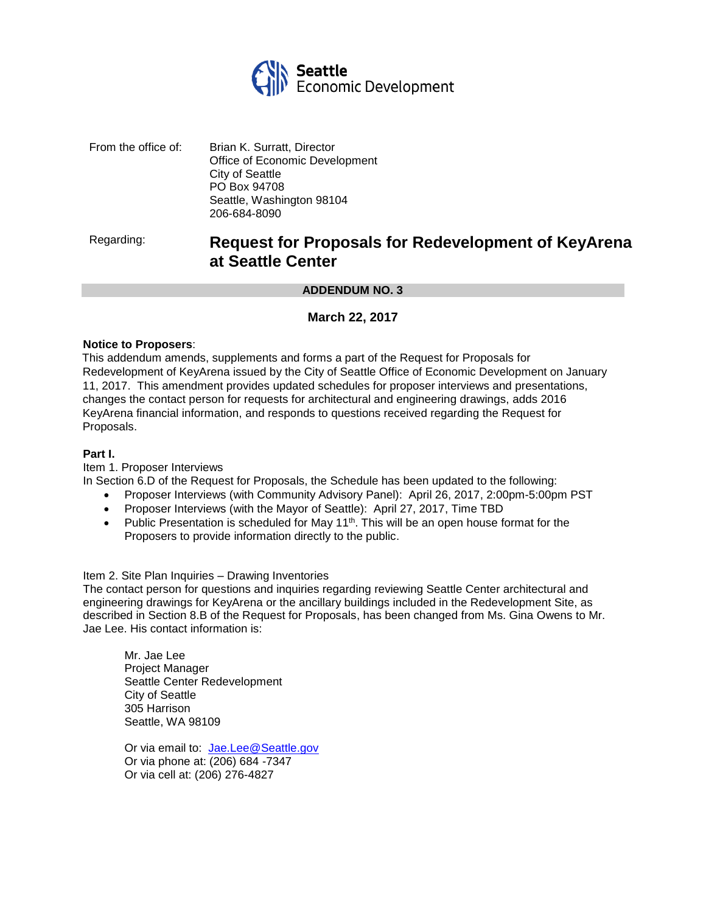**Seattle**
Economic Development

From the office of: Brian K. Surratt, Director
Office of Economic Development
City of Seattle
PO Box 94708
Seattle, Washington 98104
206-684-8090

Regarding: **Request for Proposals for Redevelopment of KeyArena at Seattle Center**

**ADDENDUM NO. 3**

**March 22, 2017**

**Notice to Proposers**:
This addendum amends, supplements and forms a part of the Request for Proposals for Redevelopment of KeyArena issued by the City of Seattle Office of Economic Development on January 11, 2017. This amendment provides updated schedules for proposer interviews and presentations, changes the contact person for requests for architectural and engineering drawings, adds 2016 KeyArena financial information, and responds to questions received regarding the Request for Proposals.

**Part I.**

Item 1. Proposer Interviews
In Section 6.D of the Request for Proposals, the Schedule has been updated to the following:

- Proposer Interviews (with Community Advisory Panel): April 26, 2017, 2:00pm-5:00pm PST
- Proposer Interviews (with the Mayor of Seattle): April 27, 2017, Time TBD
- Public Presentation is scheduled for May 11th. This will be an open house format for the Proposers to provide information directly to the public.

Item 2. Site Plan Inquiries – Drawing Inventories
The contact person for questions and inquiries regarding reviewing Seattle Center architectural and engineering drawings for KeyArena or the ancillary buildings included in the Redevelopment Site, as described in Section 8.B of the Request for Proposals, has been changed from Ms. Gina Owens to Mr. Jae Lee. His contact information is:

Mr. Jae Lee
Project Manager
Seattle Center Redevelopment
City of Seattle
305 Harrison
Seattle, WA 98109

Or via email to: Jae.Lee@Seattle.gov
Or via phone at: (206) 684 -7347
Or via cell at: (206) 276-4827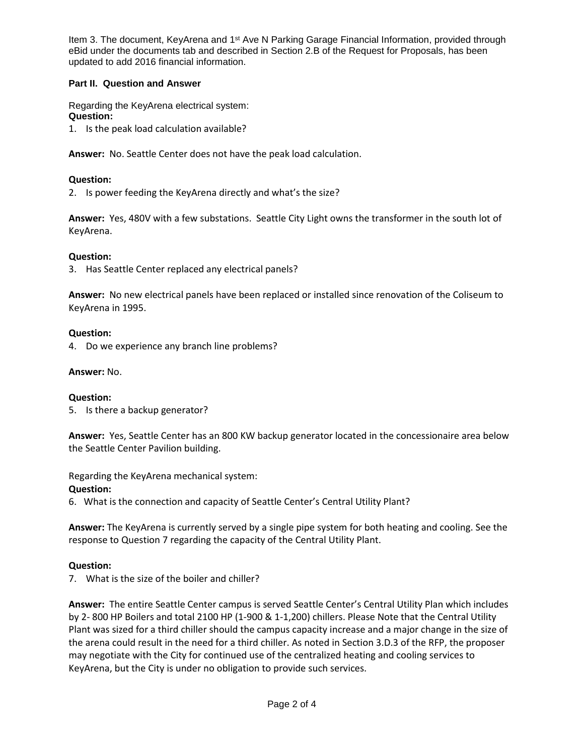Item 3. The document, KeyArena and 1st Ave N Parking Garage Financial Information, provided through eBid under the documents tab and described in Section 2.B of the Request for Proposals, has been updated to add 2016 financial information.

**Part II. Question and Answer**

Regarding the KeyArena electrical system:

**Question:**

1. Is the peak load calculation available?

**Answer:** No. Seattle Center does not have the peak load calculation.

**Question:**

2. Is power feeding the KeyArena directly and what's the size?

**Answer:** Yes, 480V with a few substations. Seattle City Light owns the transformer in the south lot of KeyArena.

**Question:**

3. Has Seattle Center replaced any electrical panels?

**Answer:** No new electrical panels have been replaced or installed since renovation of the Coliseum to KeyArena in 1995.

**Question:**

4. Do we experience any branch line problems?

**Answer:** No.

**Question:**

5. Is there a backup generator?

**Answer:** Yes, Seattle Center has an 800 KW backup generator located in the concessionaire area below the Seattle Center Pavilion building.

Regarding the KeyArena mechanical system:

**Question:**

6. What is the connection and capacity of Seattle Center's Central Utility Plant?

**Answer:** The KeyArena is currently served by a single pipe system for both heating and cooling. See the response to Question 7 regarding the capacity of the Central Utility Plant.

**Question:**

7. What is the size of the boiler and chiller?

**Answer:** The entire Seattle Center campus is served Seattle Center's Central Utility Plan which includes by 2- 800 HP Boilers and total 2100 HP (1-900 & 1-1,200) chillers. Please Note that the Central Utility Plant was sized for a third chiller should the campus capacity increase and a major change in the size of the arena could result in the need for a third chiller. As noted in Section 3.D.3 of the RFP, the proposer may negotiate with the City for continued use of the centralized heating and cooling services to KeyArena, but the City is under no obligation to provide such services.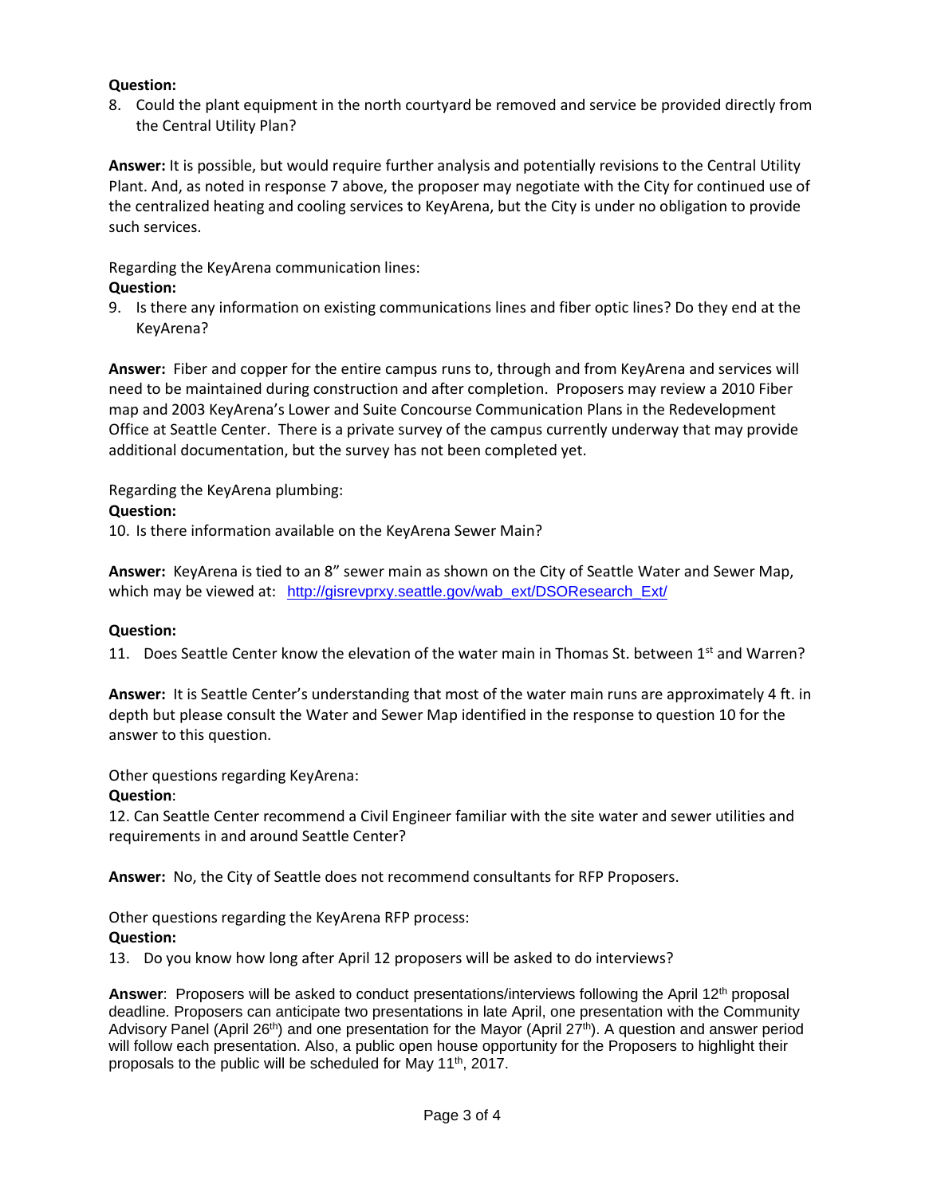**Question:**

8. Could the plant equipment in the north courtyard be removed and service be provided directly from the Central Utility Plan?

**Answer:** It is possible, but would require further analysis and potentially revisions to the Central Utility Plant. And, as noted in response 7 above, the proposer may negotiate with the City for continued use of the centralized heating and cooling services to KeyArena, but the City is under no obligation to provide such services.

Regarding the KeyArena communication lines:

**Question:**

9. Is there any information on existing communications lines and fiber optic lines? Do they end at the KeyArena?

**Answer:** Fiber and copper for the entire campus runs to, through and from KeyArena and services will need to be maintained during construction and after completion. Proposers may review a 2010 Fiber map and 2003 KeyArena's Lower and Suite Concourse Communication Plans in the Redevelopment Office at Seattle Center. There is a private survey of the campus currently underway that may provide additional documentation, but the survey has not been completed yet.

Regarding the KeyArena plumbing:

**Question:**

10. Is there information available on the KeyArena Sewer Main?

**Answer:** KeyArena is tied to an 8" sewer main as shown on the City of Seattle Water and Sewer Map, which may be viewed at: http://gisrevprxy.seattle.gov/wab_ext/DSOResearch_Ext/

**Question:**

11. Does Seattle Center know the elevation of the water main in Thomas St. between 1st and Warren?

**Answer:** It is Seattle Center's understanding that most of the water main runs are approximately 4 ft. in depth but please consult the Water and Sewer Map identified in the response to question 10 for the answer to this question.

Other questions regarding KeyArena:

**Question**:

12. Can Seattle Center recommend a Civil Engineer familiar with the site water and sewer utilities and requirements in and around Seattle Center?

**Answer:** No, the City of Seattle does not recommend consultants for RFP Proposers.

Other questions regarding the KeyArena RFP process:

**Question:**

13. Do you know how long after April 12 proposers will be asked to do interviews?

**Answer**: Proposers will be asked to conduct presentations/interviews following the April 12th proposal deadline. Proposers can anticipate two presentations in late April, one presentation with the Community Advisory Panel (April 26th) and one presentation for the Mayor (April 27th). A question and answer period will follow each presentation. Also, a public open house opportunity for the Proposers to highlight their proposals to the public will be scheduled for May 11th, 2017.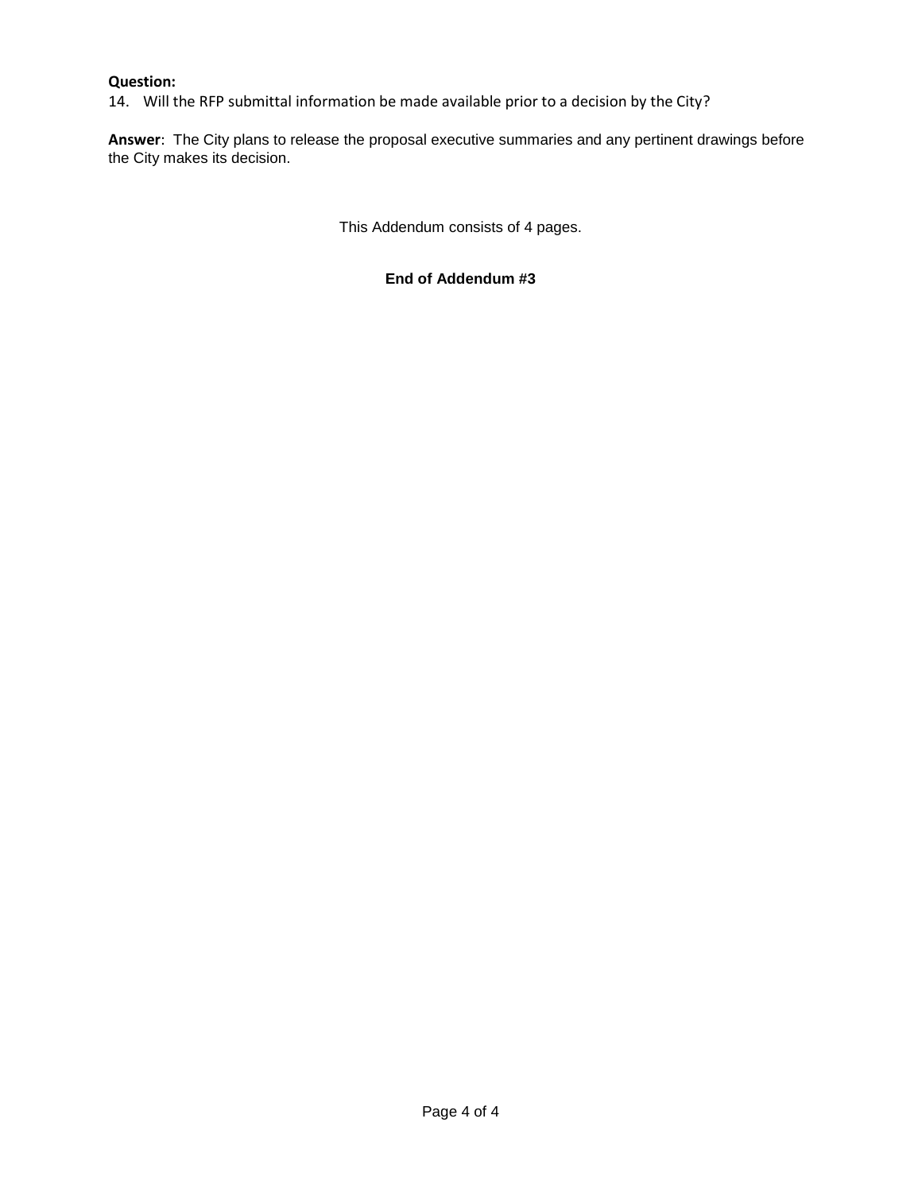**Question:**

14. Will the RFP submittal information be made available prior to a decision by the City?

**Answer**: The City plans to release the proposal executive summaries and any pertinent drawings before the City makes its decision.

This Addendum consists of 4 pages.

**End of Addendum #3**